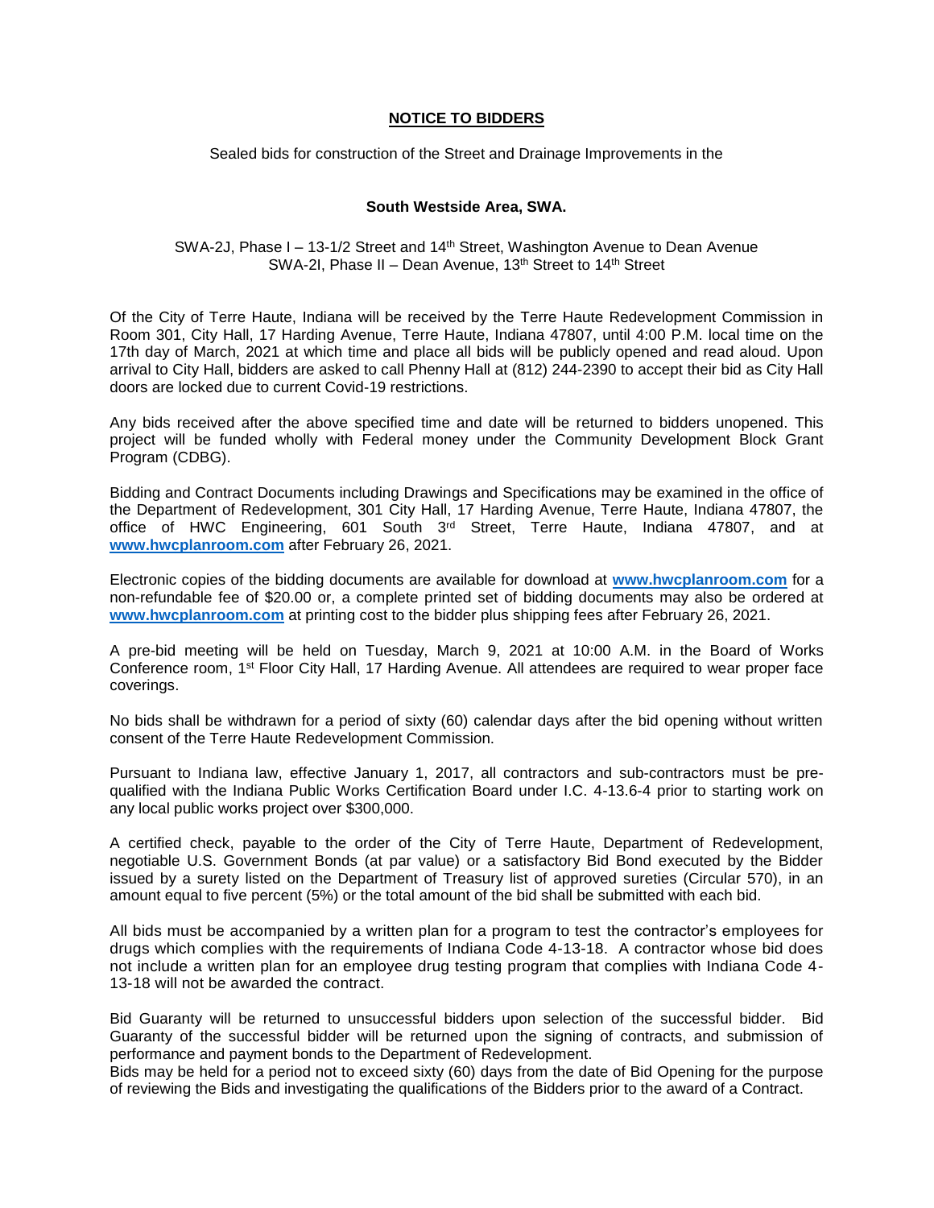# **NOTICE TO BIDDERS**

Sealed bids for construction of the Street and Drainage Improvements in the

**South Westside Area, SWA.**

SWA-2J, Phase I – 13-1/2 Street and 14th Street, Washington Avenue to Dean Avenue
SWA-2I, Phase II – Dean Avenue, 13th Street to 14th Street

Of the City of Terre Haute, Indiana will be received by the Terre Haute Redevelopment Commission in Room 301, City Hall, 17 Harding Avenue, Terre Haute, Indiana 47807, until 4:00 P.M. local time on the 17th day of March, 2021 at which time and place all bids will be publicly opened and read aloud. Upon arrival to City Hall, bidders are asked to call Phenny Hall at (812) 244-2390 to accept their bid as City Hall doors are locked due to current Covid-19 restrictions.

Any bids received after the above specified time and date will be returned to bidders unopened. This project will be funded wholly with Federal money under the Community Development Block Grant Program (CDBG).

Bidding and Contract Documents including Drawings and Specifications may be examined in the office of the Department of Redevelopment, 301 City Hall, 17 Harding Avenue, Terre Haute, Indiana 47807, the office of HWC Engineering, 601 South 3rd Street, Terre Haute, Indiana 47807, and at **www.hwcplanroom.com** after February 26, 2021.

Electronic copies of the bidding documents are available for download at **www.hwcplanroom.com** for a non-refundable fee of $20.00 or, a complete printed set of bidding documents may also be ordered at **www.hwcplanroom.com** at printing cost to the bidder plus shipping fees after February 26, 2021.

A pre-bid meeting will be held on Tuesday, March 9, 2021 at 10:00 A.M. in the Board of Works Conference room, 1st Floor City Hall, 17 Harding Avenue. All attendees are required to wear proper face coverings.

No bids shall be withdrawn for a period of sixty (60) calendar days after the bid opening without written consent of the Terre Haute Redevelopment Commission.

Pursuant to Indiana law, effective January 1, 2017, all contractors and sub-contractors must be pre-qualified with the Indiana Public Works Certification Board under I.C. 4-13.6-4 prior to starting work on any local public works project over $300,000.

A certified check, payable to the order of the City of Terre Haute, Department of Redevelopment, negotiable U.S. Government Bonds (at par value) or a satisfactory Bid Bond executed by the Bidder issued by a surety listed on the Department of Treasury list of approved sureties (Circular 570), in an amount equal to five percent (5%) or the total amount of the bid shall be submitted with each bid.

All bids must be accompanied by a written plan for a program to test the contractor's employees for drugs which complies with the requirements of Indiana Code 4-13-18. A contractor whose bid does not include a written plan for an employee drug testing program that complies with Indiana Code 4-13-18 will not be awarded the contract.

Bid Guaranty will be returned to unsuccessful bidders upon selection of the successful bidder. Bid Guaranty of the successful bidder will be returned upon the signing of contracts, and submission of performance and payment bonds to the Department of Redevelopment.
Bids may be held for a period not to exceed sixty (60) days from the date of Bid Opening for the purpose of reviewing the Bids and investigating the qualifications of the Bidders prior to the award of a Contract.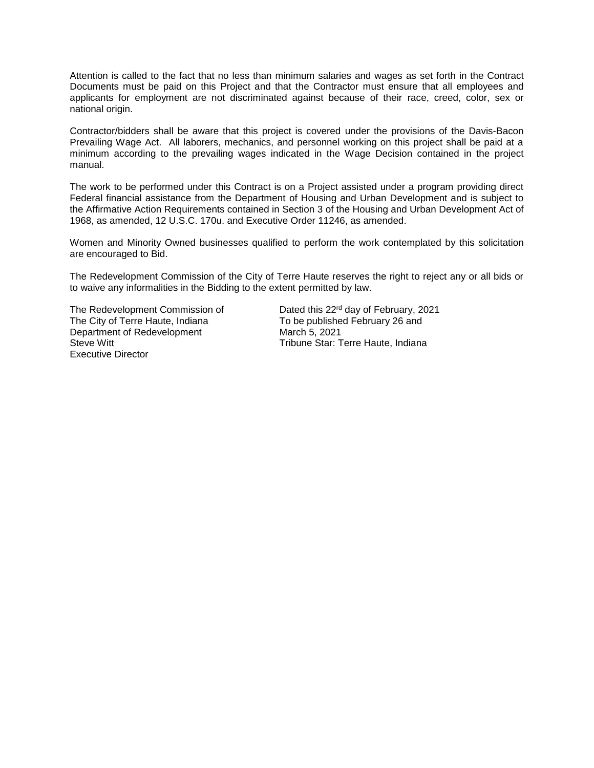Attention is called to the fact that no less than minimum salaries and wages as set forth in the Contract Documents must be paid on this Project and that the Contractor must ensure that all employees and applicants for employment are not discriminated against because of their race, creed, color, sex or national origin.

Contractor/bidders shall be aware that this project is covered under the provisions of the Davis-Bacon Prevailing Wage Act. All laborers, mechanics, and personnel working on this project shall be paid at a minimum according to the prevailing wages indicated in the Wage Decision contained in the project manual.

The work to be performed under this Contract is on a Project assisted under a program providing direct Federal financial assistance from the Department of Housing and Urban Development and is subject to the Affirmative Action Requirements contained in Section 3 of the Housing and Urban Development Act of 1968, as amended, 12 U.S.C. 170u. and Executive Order 11246, as amended.

Women and Minority Owned businesses qualified to perform the work contemplated by this solicitation are encouraged to Bid.

The Redevelopment Commission of the City of Terre Haute reserves the right to reject any or all bids or to waive any informalities in the Bidding to the extent permitted by law.

The Redevelopment Commission of
The City of Terre Haute, Indiana
Department of Redevelopment
Steve Witt
Executive Director

Dated this 22rd day of February, 2021
To be published February 26 and
March 5, 2021
Tribune Star: Terre Haute, Indiana